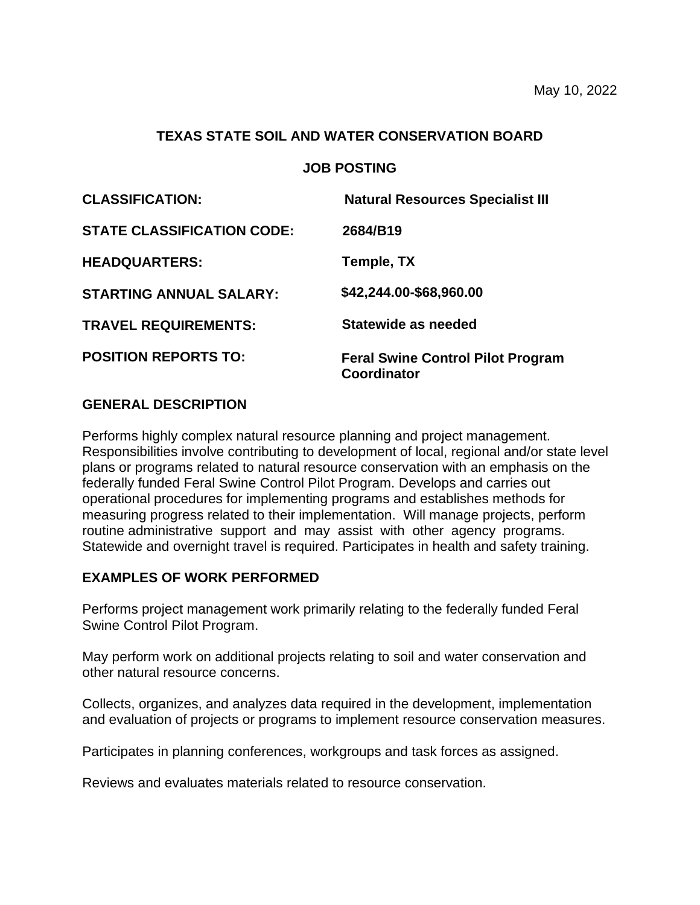May 10, 2022

**TEXAS STATE SOIL AND WATER CONSERVATION BOARD**

**JOB POSTING**

| | |
|---|---|
| **CLASSIFICATION:** | **Natural Resources Specialist III** |
| **STATE CLASSIFICATION CODE:** | **2684/B19** |
| **HEADQUARTERS:** | **Temple, TX** |
| **STARTING ANNUAL SALARY:** | **$42,244.00-$68,960.00** |
| **TRAVEL REQUIREMENTS:** | **Statewide as needed** |
| **POSITION REPORTS TO:** | **Feral Swine Control Pilot Program Coordinator** |

## GENERAL DESCRIPTION

Performs highly complex natural resource planning and project management. Responsibilities involve contributing to development of local, regional and/or state level plans or programs related to natural resource conservation with an emphasis on the federally funded Feral Swine Control Pilot Program. Develops and carries out operational procedures for implementing programs and establishes methods for measuring progress related to their implementation. Will manage projects, perform routine administrative support and may assist with other agency programs. Statewide and overnight travel is required. Participates in health and safety training.

## EXAMPLES OF WORK PERFORMED

Performs project management work primarily relating to the federally funded Feral Swine Control Pilot Program.

May perform work on additional projects relating to soil and water conservation and other natural resource concerns.

Collects, organizes, and analyzes data required in the development, implementation and evaluation of projects or programs to implement resource conservation measures.

Participates in planning conferences, workgroups and task forces as assigned.

Reviews and evaluates materials related to resource conservation.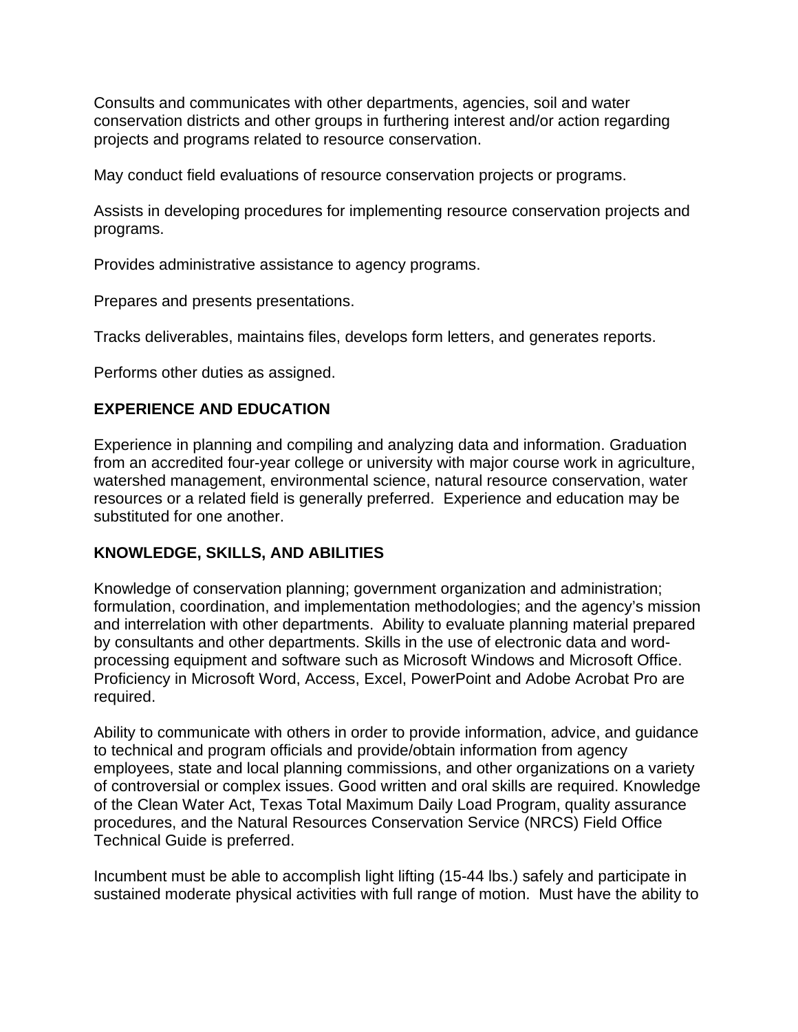Consults and communicates with other departments, agencies, soil and water conservation districts and other groups in furthering interest and/or action regarding projects and programs related to resource conservation.

May conduct field evaluations of resource conservation projects or programs.

Assists in developing procedures for implementing resource conservation projects and programs.

Provides administrative assistance to agency programs.

Prepares and presents presentations.

Tracks deliverables, maintains files, develops form letters, and generates reports.

Performs other duties as assigned.

**EXPERIENCE AND EDUCATION**

Experience in planning and compiling and analyzing data and information. Graduation from an accredited four-year college or university with major course work in agriculture, watershed management, environmental science, natural resource conservation, water resources or a related field is generally preferred. Experience and education may be substituted for one another.

**KNOWLEDGE, SKILLS, AND ABILITIES**

Knowledge of conservation planning; government organization and administration; formulation, coordination, and implementation methodologies; and the agency's mission and interrelation with other departments. Ability to evaluate planning material prepared by consultants and other departments. Skills in the use of electronic data and word-processing equipment and software such as Microsoft Windows and Microsoft Office. Proficiency in Microsoft Word, Access, Excel, PowerPoint and Adobe Acrobat Pro are required.

Ability to communicate with others in order to provide information, advice, and guidance to technical and program officials and provide/obtain information from agency employees, state and local planning commissions, and other organizations on a variety of controversial or complex issues. Good written and oral skills are required. Knowledge of the Clean Water Act, Texas Total Maximum Daily Load Program, quality assurance procedures, and the Natural Resources Conservation Service (NRCS) Field Office Technical Guide is preferred.

Incumbent must be able to accomplish light lifting (15-44 lbs.) safely and participate in sustained moderate physical activities with full range of motion. Must have the ability to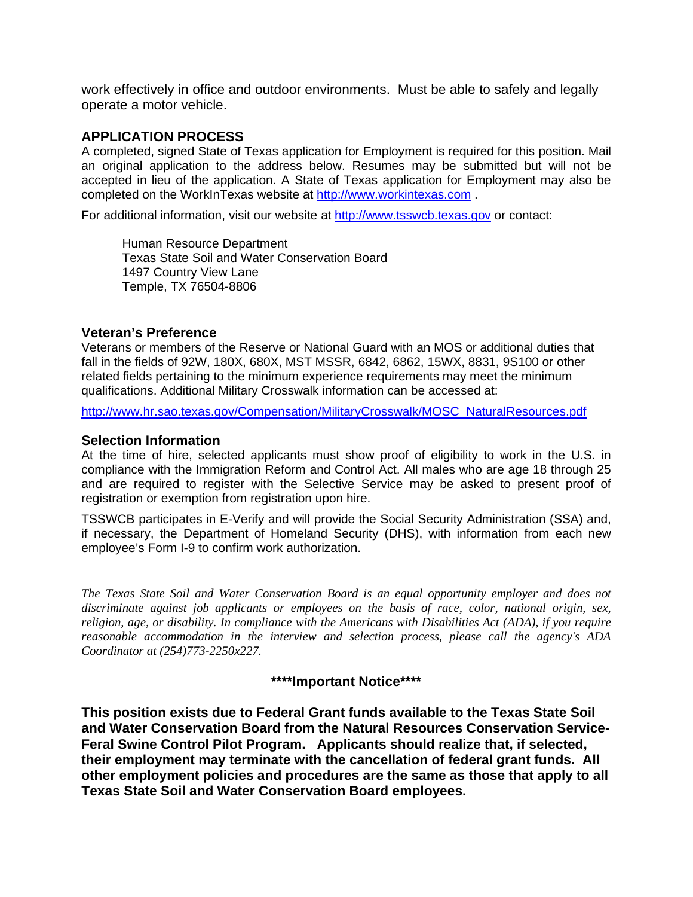work effectively in office and outdoor environments. Must be able to safely and legally operate a motor vehicle.

### APPLICATION PROCESS

A completed, signed State of Texas application for Employment is required for this position. Mail an original application to the address below. Resumes may be submitted but will not be accepted in lieu of the application. A State of Texas application for Employment may also be completed on the WorkInTexas website at http://www.workintexas.com .

For additional information, visit our website at http://www.tsswcb.texas.gov or contact:

Human Resource Department
Texas State Soil and Water Conservation Board
1497 Country View Lane
Temple, TX 76504-8806

### Veteran's Preference

Veterans or members of the Reserve or National Guard with an MOS or additional duties that fall in the fields of 92W, 180X, 680X, MST MSSR, 6842, 6862, 15WX, 8831, 9S100 or other related fields pertaining to the minimum experience requirements may meet the minimum qualifications. Additional Military Crosswalk information can be accessed at:

http://www.hr.sao.texas.gov/Compensation/MilitaryCrosswalk/MOSC_NaturalResources.pdf

### Selection Information

At the time of hire, selected applicants must show proof of eligibility to work in the U.S. in compliance with the Immigration Reform and Control Act. All males who are age 18 through 25 and are required to register with the Selective Service may be asked to present proof of registration or exemption from registration upon hire.

TSSWCB participates in E-Verify and will provide the Social Security Administration (SSA) and, if necessary, the Department of Homeland Security (DHS), with information from each new employee's Form I-9 to confirm work authorization.

*The Texas State Soil and Water Conservation Board is an equal opportunity employer and does not discriminate against job applicants or employees on the basis of race, color, national origin, sex, religion, age, or disability. In compliance with the Americans with Disabilities Act (ADA), if you require reasonable accommodation in the interview and selection process, please call the agency's ADA Coordinator at (254)773-2250x227.*

**\*\*\*\*Important Notice\*\*\*\***

**This position exists due to Federal Grant funds available to the Texas State Soil and Water Conservation Board from the Natural Resources Conservation Service-Feral Swine Control Pilot Program. Applicants should realize that, if selected, their employment may terminate with the cancellation of federal grant funds. All other employment policies and procedures are the same as those that apply to all Texas State Soil and Water Conservation Board employees.**